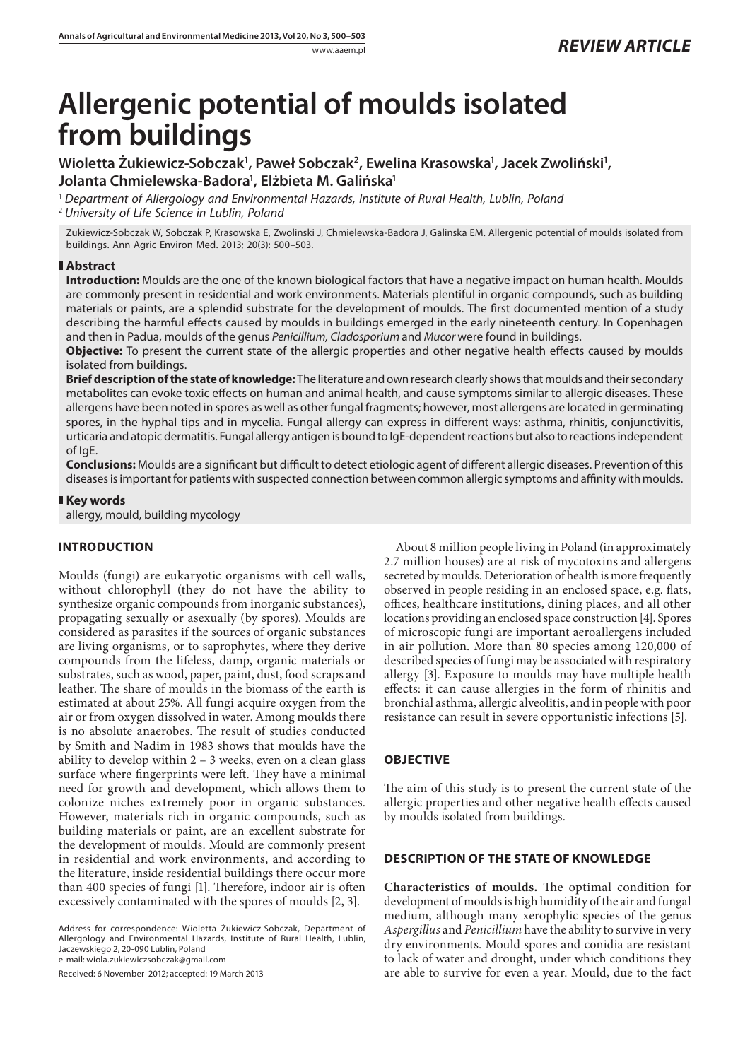REVIEW ARTICLE

# Allergenic potential of moulds isolated from buildings

**Wioletta Żukiewicz-Sobczak[1], Paweł Sobczak[2], Ewelina Krasowska[1], Jacek Zwoliński[1], Jolanta Chmielewska-Badora[1], Elżbieta M. Galińska[1]**

[1] *Department of Allergology and Environmental Hazards, Institute of Rural Health, Lublin, Poland*
[2] *University of Life Science in Lublin, Poland*

Żukiewicz-Sobczak W, Sobczak P, Krasowska E, Zwolinski J, Chmielewska-Badora J, Galinska EM. Allergenic potential of moulds isolated from buildings. Ann Agric Environ Med. 2013; 20(3): 500–503.

## Abstract

**Introduction:** Moulds are the one of the known biological factors that have a negative impact on human health. Moulds are commonly present in residential and work environments. Materials plentiful in organic compounds, such as building materials or paints, are a splendid substrate for the development of moulds. The first documented mention of a study describing the harmful effects caused by moulds in buildings emerged in the early nineteenth century. In Copenhagen and then in Padua, moulds of the genus *Penicillium, Cladosporium* and *Mucor* were found in buildings.

**Objective:** To present the current state of the allergic properties and other negative health effects caused by moulds isolated from buildings.

**Brief description of the state of knowledge:** The literature and own research clearly shows that moulds and their secondary metabolites can evoke toxic effects on human and animal health, and cause symptoms similar to allergic diseases. These allergens have been noted in spores as well as other fungal fragments; however, most allergens are located in germinating spores, in the hyphal tips and in mycelia. Fungal allergy can express in different ways: asthma, rhinitis, conjunctivitis, urticaria and atopic dermatitis. Fungal allergy antigen is bound to IgE-dependent reactions but also to reactions independent of IgE.

**Conclusions:** Moulds are a significant but difficult to detect etiologic agent of different allergic diseases. Prevention of this diseases is important for patients with suspected connection between common allergic symptoms and affinity with moulds.

## Key words

allergy, mould, building mycology

## INTRODUCTION

Moulds (fungi) are eukaryotic organisms with cell walls, without chlorophyll (they do not have the ability to synthesize organic compounds from inorganic substances), propagating sexually or asexually (by spores). Moulds are considered as parasites if the sources of organic substances are living organisms, or to saprophytes, where they derive compounds from the lifeless, damp, organic materials or substrates, such as wood, paper, paint, dust, food scraps and leather. The share of moulds in the biomass of the earth is estimated at about 25%. All fungi acquire oxygen from the air or from oxygen dissolved in water. Among moulds there is no absolute anaerobes. The result of studies conducted by Smith and Nadim in 1983 shows that moulds have the ability to develop within 2 – 3 weeks, even on a clean glass surface where fingerprints were left. They have a minimal need for growth and development, which allows them to colonize niches extremely poor in organic substances. However, materials rich in organic compounds, such as building materials or paint, are an excellent substrate for the development of moulds. Mould are commonly present in residential and work environments, and according to the literature, inside residential buildings there occur more than 400 species of fungi [1]. Therefore, indoor air is often excessively contaminated with the spores of moulds [2, 3].

Address for correspondence: Wioletta Żukiewicz-Sobczak, Department of Allergology and Environmental Hazards, Institute of Rural Health, Lublin, Jaczewskiego 2, 20-090 Lublin, Poland
e-mail: wiola.zukiewiczsobczak@gmail.com

Received: 6 November 2012; accepted: 19 March 2013

About 8 million people living in Poland (in approximately 2.7 million houses) are at risk of mycotoxins and allergens secreted by moulds. Deterioration of health is more frequently observed in people residing in an enclosed space, e.g. flats, offices, healthcare institutions, dining places, and all other locations providing an enclosed space construction [4]. Spores of microscopic fungi are important aeroallergens included in air pollution. More than 80 species among 120,000 of described species of fungi may be associated with respiratory allergy [3]. Exposure to moulds may have multiple health effects: it can cause allergies in the form of rhinitis and bronchial asthma, allergic alveolitis, and in people with poor resistance can result in severe opportunistic infections [5].

## OBJECTIVE

The aim of this study is to present the current state of the allergic properties and other negative health effects caused by moulds isolated from buildings.

## DESCRIPTION OF THE STATE OF KNOWLEDGE

**Characteristics of moulds.** The optimal condition for development of moulds is high humidity of the air and fungal medium, although many xerophylic species of the genus *Aspergillus* and *Penicillium* have the ability to survive in very dry environments. Mould spores and conidia are resistant to lack of water and drought, under which conditions they are able to survive for even a year. Mould, due to the fact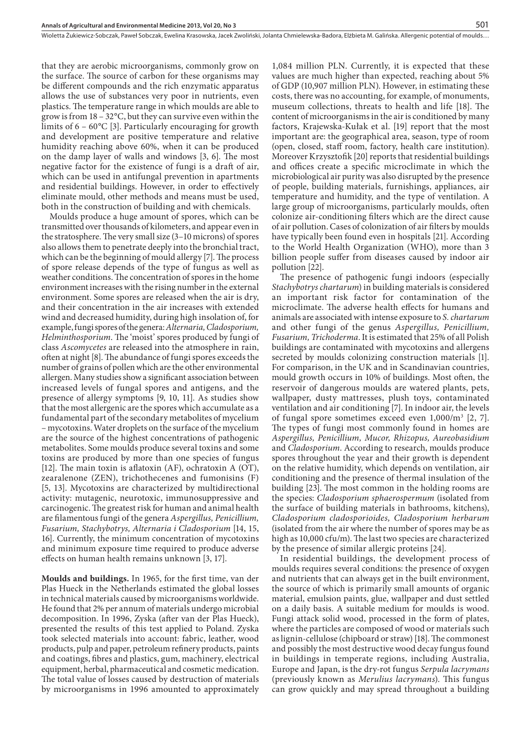that they are aerobic microorganisms, commonly grow on the surface. The source of carbon for these organisms may be different compounds and the rich enzymatic apparatus allows the use of substances very poor in nutrients, even plastics. The temperature range in which moulds are able to grow is from 18 – 32°C, but they can survive even within the limits of 6 – 60°C [3]. Particularly encouraging for growth and development are positive temperature and relative humidity reaching above 60%, when it can be produced on the damp layer of walls and windows [3, 6]. The most negative factor for the existence of fungi is a draft of air, which can be used in antifungal prevention in apartments and residential buildings. However, in order to effectively eliminate mould, other methods and means must be used, both in the construction of building and with chemicals.

Moulds produce a huge amount of spores, which can be transmitted over thousands of kilometers, and appear even in the stratosphere. The very small size (3–10 microns) of spores also allows them to penetrate deeply into the bronchial tract, which can be the beginning of mould allergy [7]. The process of spore release depends of the type of fungus as well as weather conditions. The concentration of spores in the home environment increases with the rising number in the external environment. Some spores are released when the air is dry, and their concentration in the air increases with extended wind and decreased humidity, during high insolation of, for example, fungi spores of the genera: *Alternaria, Cladosporium, Helminthosporium*. The 'moist' spores produced by fungi of class *Ascomycetes* are released into the atmosphere in rain, often at night [8]. The abundance of fungi spores exceeds the number of grains of pollen which are the other environmental allergen. Many studies show a significant association between increased levels of fungal spores and antigens, and the presence of allergy symptoms [9, 10, 11]. As studies show that the most allergenic are the spores which accumulate as a fundamental part of the secondary metabolites of mycelium – mycotoxins. Water droplets on the surface of the mycelium are the source of the highest concentrations of pathogenic metabolites. Some moulds produce several toxins and some toxins are produced by more than one species of fungus [12]. The main toxin is aflatoxin (AF), ochratoxin A (OT), zearalenone (ZEN), trichothecenes and fumonisins (F) [5, 13]. Mycotoxins are characterized by multidirectional activity: mutagenic, neurotoxic, immunosuppressive and carcinogenic. The greatest risk for human and animal health are filamentous fungi of the genera *Aspergillus, Penicillium, Fusarium, Stachybotrys, Alternaria i Cladosporium* [14, 15, 16]. Currently, the minimum concentration of mycotoxins and minimum exposure time required to produce adverse effects on human health remains unknown [3, 17].

**Moulds and buildings.** In 1965, for the first time, van der Plas Hueck in the Netherlands estimated the global losses in technical materials caused by microorganisms worldwide. He found that 2% per annum of materials undergo microbial decomposition. In 1996, Zyska (after van der Plas Hueck), presented the results of this test applied to Poland. Zyska took selected materials into account: fabric, leather, wood products, pulp and paper, petroleum refinery products, paints and coatings, fibres and plastics, gum, machinery, electrical equipment, herbal, pharmaceutical and cosmetic medication. The total value of losses caused by destruction of materials by microorganisms in 1996 amounted to approximately 1,084 million PLN. Currently, it is expected that these values are much higher than expected, reaching about 5% of GDP (10,907 million PLN). However, in estimating these costs, there was no accounting, for example, of monuments, museum collections, threats to health and life [18]. The content of microorganisms in the air is conditioned by many factors, Krajewska-Kułak et al. [19] report that the most important are: the geographical area, season, type of room (open, closed, staff room, factory, health care institution). Moreover Krzysztofik [20] reports that residential buildings and offices create a specific microclimate in which the microbiological air purity was also disrupted by the presence of people, building materials, furnishings, appliances, air temperature and humidity, and the type of ventilation. A large group of microorganisms, particularly moulds, often colonize air-conditioning filters which are the direct cause of air pollution. Cases of colonization of air filters by moulds have typically been found even in hospitals [21]. According to the World Health Organization (WHO), more than 3 billion people suffer from diseases caused by indoor air pollution [22].

The presence of pathogenic fungi indoors (especially *Stachybotrys chartarum*) in building materials is considered an important risk factor for contamination of the microclimate. The adverse health effects for humans and animals are associated with intense exposure to *S. chartarum* and other fungi of the genus *Aspergillus, Penicillium, Fusarium, Trichoderma*. It is estimated that 25% of all Polish buildings are contaminated with mycotoxins and allergens secreted by moulds colonizing construction materials [1]. For comparison, in the UK and in Scandinavian countries, mould growth occurs in 10% of buildings. Most often, the reservoir of dangerous moulds are watered plants, pets, wallpaper, dusty mattresses, plush toys, contaminated ventilation and air conditioning [7]. In indoor air, the levels of fungal spore sometimes exceed even 1,000/m$^3$ [2, 7]. The types of fungi most commonly found in homes are *Aspergillus, Penicillium, Mucor, Rhizopus, Aureobasidium* and *Cladosporium*. According to research, moulds produce spores throughout the year and their growth is dependent on the relative humidity, which depends on ventilation, air conditioning and the presence of thermal insulation of the building [23]. The most common in the holding rooms are the species: *Cladosporium sphaerospermum* (isolated from the surface of building materials in bathrooms, kitchens), *Cladosporium cladosporioides, Cladosporium herbarum* (isolated from the air where the number of spores may be as high as 10,000 cfu/m). The last two species are characterized by the presence of similar allergic proteins [24].

In residential buildings, the development process of moulds requires several conditions: the presence of oxygen and nutrients that can always get in the built environment, the source of which is primarily small amounts of organic material, emulsion paints, glue, wallpaper and dust settled on a daily basis. A suitable medium for moulds is wood. Fungi attack solid wood, processed in the form of plates, where the particles are composed of wood or materials such as lignin-cellulose (chipboard or straw) [18]. The commonest and possibly the most destructive wood decay fungus found in buildings in temperate regions, including Australia, Europe and Japan, is the dry-rot fungus *Serpula lacrymans* (previously known as *Merulius lacrymans*). This fungus can grow quickly and may spread throughout a building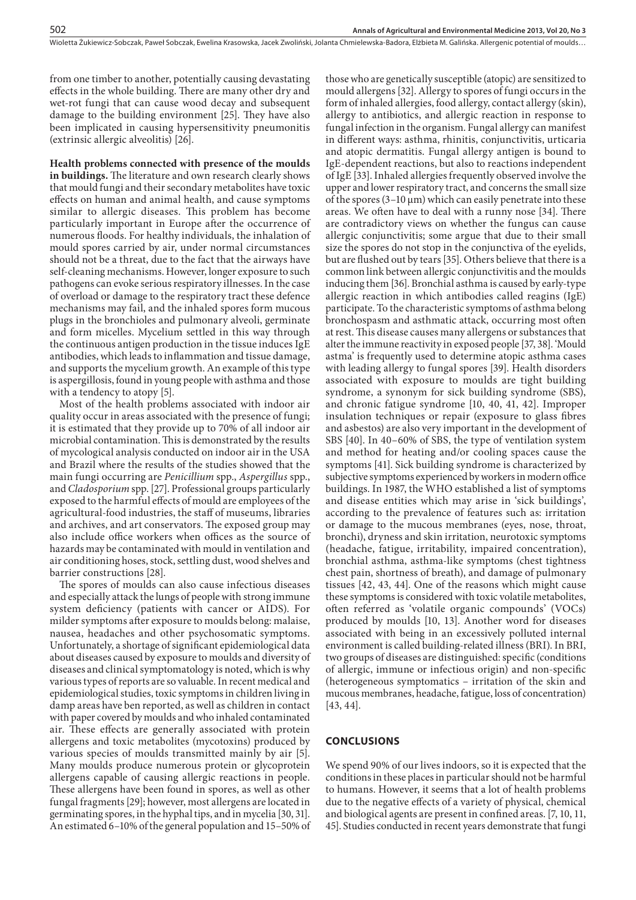from one timber to another, potentially causing devastating effects in the whole building. There are many other dry and wet-rot fungi that can cause wood decay and subsequent damage to the building environment [25]. They have also been implicated in causing hypersensitivity pneumonitis (extrinsic allergic alveolitis) [26].

**Health problems connected with presence of the moulds in buildings.** The literature and own research clearly shows that mould fungi and their secondary metabolites have toxic effects on human and animal health, and cause symptoms similar to allergic diseases. This problem has become particularly important in Europe after the occurrence of numerous floods. For healthy individuals, the inhalation of mould spores carried by air, under normal circumstances should not be a threat, due to the fact that the airways have self-cleaning mechanisms. However, longer exposure to such pathogens can evoke serious respiratory illnesses. In the case of overload or damage to the respiratory tract these defence mechanisms may fail, and the inhaled spores form mucous plugs in the bronchioles and pulmonary alveoli, germinate and form micelles. Mycelium settled in this way through the continuous antigen production in the tissue induces IgE antibodies, which leads to inflammation and tissue damage, and supports the mycelium growth. An example of this type is aspergillosis, found in young people with asthma and those with a tendency to atopy [5].

Most of the health problems associated with indoor air quality occur in areas associated with the presence of fungi; it is estimated that they provide up to 70% of all indoor air microbial contamination. This is demonstrated by the results of mycological analysis conducted on indoor air in the USA and Brazil where the results of the studies showed that the main fungi occurring are *Penicillium* spp., *Aspergillus* spp., and *Cladosporium* spp. [27]. Professional groups particularly exposed to the harmful effects of mould are employees of the agricultural-food industries, the staff of museums, libraries and archives, and art conservators. The exposed group may also include office workers when offices as the source of hazards may be contaminated with mould in ventilation and air conditioning hoses, stock, settling dust, wood shelves and barrier constructions [28].

The spores of moulds can also cause infectious diseases and especially attack the lungs of people with strong immune system deficiency (patients with cancer or AIDS). For milder symptoms after exposure to moulds belong: malaise, nausea, headaches and other psychosomatic symptoms. Unfortunately, a shortage of significant epidemiological data about diseases caused by exposure to moulds and diversity of diseases and clinical symptomatology is noted, which is why various types of reports are so valuable. In recent medical and epidemiological studies, toxic symptoms in children living in damp areas have ben reported, as well as children in contact with paper covered by moulds and who inhaled contaminated air. These effects are generally associated with protein allergens and toxic metabolites (mycotoxins) produced by various species of moulds transmitted mainly by air [5]. Many moulds produce numerous protein or glycoprotein allergens capable of causing allergic reactions in people. These allergens have been found in spores, as well as other fungal fragments [29]; however, most allergens are located in germinating spores, in the hyphal tips, and in mycelia [30, 31]. An estimated 6–10% of the general population and 15–50% of those who are genetically susceptible (atopic) are sensitized to mould allergens [32]. Allergy to spores of fungi occurs in the form of inhaled allergies, food allergy, contact allergy (skin), allergy to antibiotics, and allergic reaction in response to fungal infection in the organism. Fungal allergy can manifest in different ways: asthma, rhinitis, conjunctivitis, urticaria and atopic dermatitis. Fungal allergy antigen is bound to IgE-dependent reactions, but also to reactions independent of IgE [33]. Inhaled allergies frequently observed involve the upper and lower respiratory tract, and concerns the small size of the spores (3–10 μm) which can easily penetrate into these areas. We often have to deal with a runny nose [34]. There are contradictory views on whether the fungus can cause allergic conjunctivitis; some argue that due to their small size the spores do not stop in the conjunctiva of the eyelids, but are flushed out by tears [35]. Others believe that there is a common link between allergic conjunctivitis and the moulds inducing them [36]. Bronchial asthma is caused by early-type allergic reaction in which antibodies called reagins (IgE) participate. To the characteristic symptoms of asthma belong bronchospasm and asthmatic attack, occurring most often at rest. This disease causes many allergens or substances that alter the immune reactivity in exposed people [37, 38]. 'Mould astma' is frequently used to determine atopic asthma cases with leading allergy to fungal spores [39]. Health disorders associated with exposure to moulds are tight building syndrome, a synonym for sick building syndrome (SBS), and chronic fatigue syndrome [10, 40, 41, 42]. Improper insulation techniques or repair (exposure to glass fibres and asbestos) are also very important in the development of SBS [40]. In 40–60% of SBS, the type of ventilation system and method for heating and/or cooling spaces cause the symptoms [41]. Sick building syndrome is characterized by subjective symptoms experienced by workers in modern office buildings. In 1987, the WHO established a list of symptoms and disease entities which may arise in 'sick buildings', according to the prevalence of features such as: irritation or damage to the mucous membranes (eyes, nose, throat, bronchi), dryness and skin irritation, neurotoxic symptoms (headache, fatigue, irritability, impaired concentration), bronchial asthma, asthma-like symptoms (chest tightness chest pain, shortness of breath), and damage of pulmonary tissues [42, 43, 44]. One of the reasons which might cause these symptoms is considered with toxic volatile metabolites, often referred as 'volatile organic compounds' (VOCs) produced by moulds [10, 13]. Another word for diseases associated with being in an excessively polluted internal environment is called building-related illness (BRI). In BRI, two groups of diseases are distinguished: specific (conditions of allergic, immune or infectious origin) and non-specific (heterogeneous symptomatics – irritation of the skin and mucous membranes, headache, fatigue, loss of concentration) [43, 44].

## CONCLUSIONS

We spend 90% of our lives indoors, so it is expected that the conditions in these places in particular should not be harmful to humans. However, it seems that a lot of health problems due to the negative effects of a variety of physical, chemical and biological agents are present in confined areas. [7, 10, 11, 45]. Studies conducted in recent years demonstrate that fungi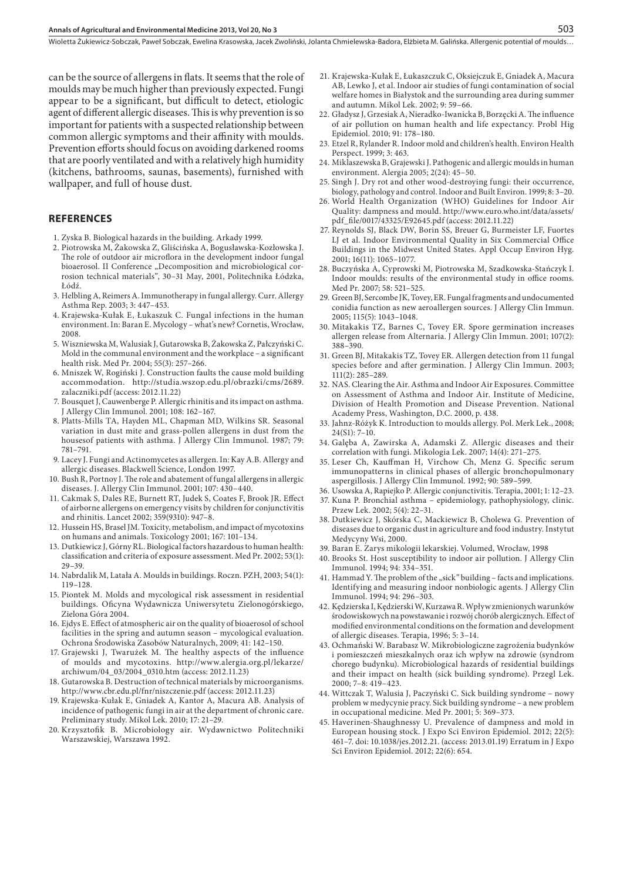can be the source of allergens in flats. It seems that the role of moulds may be much higher than previously expected. Fungi appear to be a significant, but difficult to detect, etiologic agent of different allergic diseases. This is why prevention is so important for patients with a suspected relationship between common allergic symptoms and their affinity with moulds. Prevention efforts should focus on avoiding darkened rooms that are poorly ventilated and with a relatively high humidity (kitchens, bathrooms, saunas, basements), furnished with wallpaper, and full of house dust.

## REFERENCES

1. Zyska B. Biological hazards in the building. Arkady 1999.
2. Piotrowska M, Żakowska Z, Gliścińska A, Bogusławska-Kozłowska J. The role of outdoor air microflora in the development indoor fungal bioaerosol. II Conference „Decomposition and microbiological corrosion technical materials", 30–31 May, 2001, Politechnika Łódzka, Łódź.
3. Helbling A, Reimers A. Immunotherapy in fungal allergy. Curr. Allergy Asthma Rep. 2003; 3: 447–453.
4. Krajewska-Kułak E, Łukaszuk C. Fungal infections in the human environment. In: Baran E. Mycology – what's new? Cornetis, Wrocław, 2008.
5. Wiszniewska M, Walusiak J, Gutarowska B, Żakowska Z, Pałczyński C. Mold in the communal environment and the workplace – a significant health risk. Med Pr. 2004; 55(3): 257–266.
6. Mniszek W, Rogiński J. Construction faults the cause mold building accommodation. http://studia.wszop.edu.pl/obrazki/cms/2689.zalaczniki.pdf (access: 2012.11.22)
7. Bousquet J, Cauwenberge P. Allergic rhinitis and its impact on asthma. J Allergy Clin Immunol. 2001; 108: 162–167.
8. Platts-Mills TA, Hayden ML, Chapman MD, Wilkins SR. Seasonal variation in dust mite and grass-pollen allergens in dust from the housesof patients with asthma. J Allergy Clin Immunol. 1987; 79: 781–791.
9. Lacey J. Fungi and Actinomycetes as allergen. In: Kay A.B. Allergy and allergic diseases. Blackwell Science, London 1997.
10. Bush R, Portnoy J. The role and abatement of fungal allergens in allergic diseases. J. Allergy Clin Immunol. 2001; 107: 430–440.
11. Cakmak S, Dales RE, Burnett RT, Judek S, Coates F, Brook JR. Effect of airborne allergens on emergency visits by children for conjunctivitis and rhinitis. Lancet 2002; 359(9310): 947–8.
12. Hussein HS, Brasel JM. Toxicity, metabolism, and impact of mycotoxins on humans and animals. Toxicology 2001; 167: 101–134.
13. Dutkiewicz J, Górny RL. Biological factors hazardous to human health: classification and criteria of exposure assessment. Med Pr. 2002; 53(1): 29–39.
14. Nabrdalik M, Latała A. Moulds in buildings. Roczn. PZH, 2003; 54(1): 119–128.
15. Piontek M. Molds and mycological risk assessment in residential buildings. Oficyna Wydawnicza Uniwersytetu Zielonogórskiego, Zielona Góra 2004.
16. Ejdys E. Effect of atmospheric air on the quality of bioaerosol of school facilities in the spring and autumn season – mycological evaluation. Ochrona Środowiska Zasobów Naturalnych, 2009; 41: 142–150.
17. Grajewski J, Twarużek M. The healthy aspects of the influence of moulds and mycotoxins. http://www.alergia.org.pl/lekarze/archiwum/04_03/2004_0310.htm (access: 2012.11.23)
18. Gutarowska B. Destruction of technical materials by microorganisms. http://www.cbr.edu.pl/fnr/niszczenie.pdf (access: 2012.11.23)
19. Krajewska-Kułak E, Gniadek A, Kantor A, Macura AB. Analysis of incidence of pathogenic fungi in air at the department of chronic care. Preliminary study. Mikol Lek. 2010; 17: 21–29.
20. Krzysztofik B. Microbiology air. Wydawnictwo Politechniki Warszawskiej, Warszawa 1992.
21. Krajewska-Kułak E, Łukaszczuk C, Oksiejczuk E, Gniadek A, Macura AB, Lewko J, et al. Indoor air studies of fungi contamination of social welfare homes in Białystok and the surrounding area during summer and autumn. Mikol Lek. 2002; 9: 59–66.
22. Gładysz J, Grzesiak A, Nieradko-Iwanicka B, Borzęcki A. The influence of air pollution on human health and life expectancy. Probl Hig Epidemiol. 2010; 91: 178–180.
23. Etzel R, Rylander R. Indoor mold and children's health. Environ Health Perspect. 1999; 3: 463.
24. Miklaszewska B, Grajewski J. Pathogenic and allergic moulds in human environment. Alergia 2005; 2(24): 45–50.
25. Singh J. Dry rot and other wood-destroying fungi: their occurrence, biology, pathology and control. Indoor and Built Environ. 1999; 8: 3–20.
26. World Health Organization (WHO) Guidelines for Indoor Air Quality: dampness and mould. http://www.euro.who.int/data/assets/pdf_file/0017/43325/E92645.pdf (access: 2012.11.22)
27. Reynolds SJ, Black DW, Borin SS, Breuer G, Burmeister LF, Fuortes LJ et al. Indoor Environmental Quality in Six Commercial Office Buildings in the Midwest United States. Appl Occup Environ Hyg. 2001; 16(11): 1065–1077.
28. Buczyńska A, Cyprowski M, Piotrowska M, Szadkowska-Stańczyk I. Indoor moulds: results of the environmental study in office rooms. Med Pr. 2007; 58: 521–525.
29. Green BJ, Sercombe JK, Tovey, ER. Fungal fragments and undocumented conidia function as new aeroallergen sources. J Allergy Clin Immun. 2005; 115(5): 1043–1048.
30. Mitakakis TZ, Barnes C, Tovey ER. Spore germination increases allergen release from Alternaria. J Allergy Clin Immun. 2001; 107(2): 388–390.
31. Green BJ, Mitakakis TZ, Tovey ER. Allergen detection from 11 fungal species before and after germination. J Allergy Clin Immun. 2003; 111(2): 285–289.
32. NAS. Clearing the Air. Asthma and Indoor Air Exposures. Committee on Assessment of Asthma and Indoor Air. Institute of Medicine, Division of Health Promotion and Disease Prevention. National Academy Press, Washington, D.C. 2000, p. 438.
33. Jahnz-Różyk K. Introduction to moulds allergy. Pol. Merk Lek., 2008; 24(S1): 7–10.
34. Gałęba A, Zawirska A, Adamski Z. Allergic diseases and their correlation with fungi. Mikologia Lek. 2007; 14(4): 271–275.
35. Leser Ch, Kauffman H, Virchow Ch, Menz G. Specific serum immunopatterns in clinical phases of allergic bronchopulmonary aspergillosis. J Allergy Clin Immunol. 1992; 90: 589–599.
36. Usowska A, Rapiejko P. Allergic conjunctivitis. Terapia, 2001; 1: 12–23.
37. Kuna P. Bronchial asthma – epidemiology, pathophysiology, clinic. Przew Lek. 2002; 5(4): 22–31.
38. Dutkiewicz J, Skórska C, Mackiewicz B, Cholewa G. Prevention of diseases due to organic dust in agriculture and food industry. Instytut Medycyny Wsi, 2000.
39. Baran E. Zarys mikologii lekarskiej. Volumed, Wrocław, 1998
40. Brooks St. Host susceptibility to indoor air pollution. J Allergy Clin Immunol. 1994; 94: 334–351.
41. Hammad Y. The problem of the „sick" building – facts and implications. Identifying and measuring indoor nonbiologic agents. J Allergy Clin Immunol. 1994; 94: 296–303.
42. Kędzierska I, Kędzierski W, Kurzawa R. Wpływ zmienionych warunków środowiskowych na powstawanie i rozwój chorób alergicznych. Effect of modified environmental conditions on the formation and development of allergic diseases. Terapia, 1996; 5: 3–14.
43. Ochmański W. Barabasz W. Mikrobiologiczne zagrożenia budynków i pomieszczeń mieszkalnych oraz ich wpływ na zdrowie (syndrom chorego budynku). Microbiological hazards of residential buildings and their impact on health (sick building syndrome). Przegl Lek. 2000; 7–8: 419–423.
44. Wittczak T, Walusia J, Paczyński C. Sick building syndrome – nowy problem w medycynie pracy. Sick building syndrome – a new problem in occupational medicine. Med Pr. 2001; 5: 369–373.
45. Haverinen-Shaughnessy U. Prevalence of dampness and mold in European housing stock. J Expo Sci Environ Epidemiol. 2012; 22(5): 461–7. doi: 10.1038/jes.2012.21. (access: 2013.01.19) Erratum in J Expo Sci Environ Epidemiol. 2012; 22(6): 654.